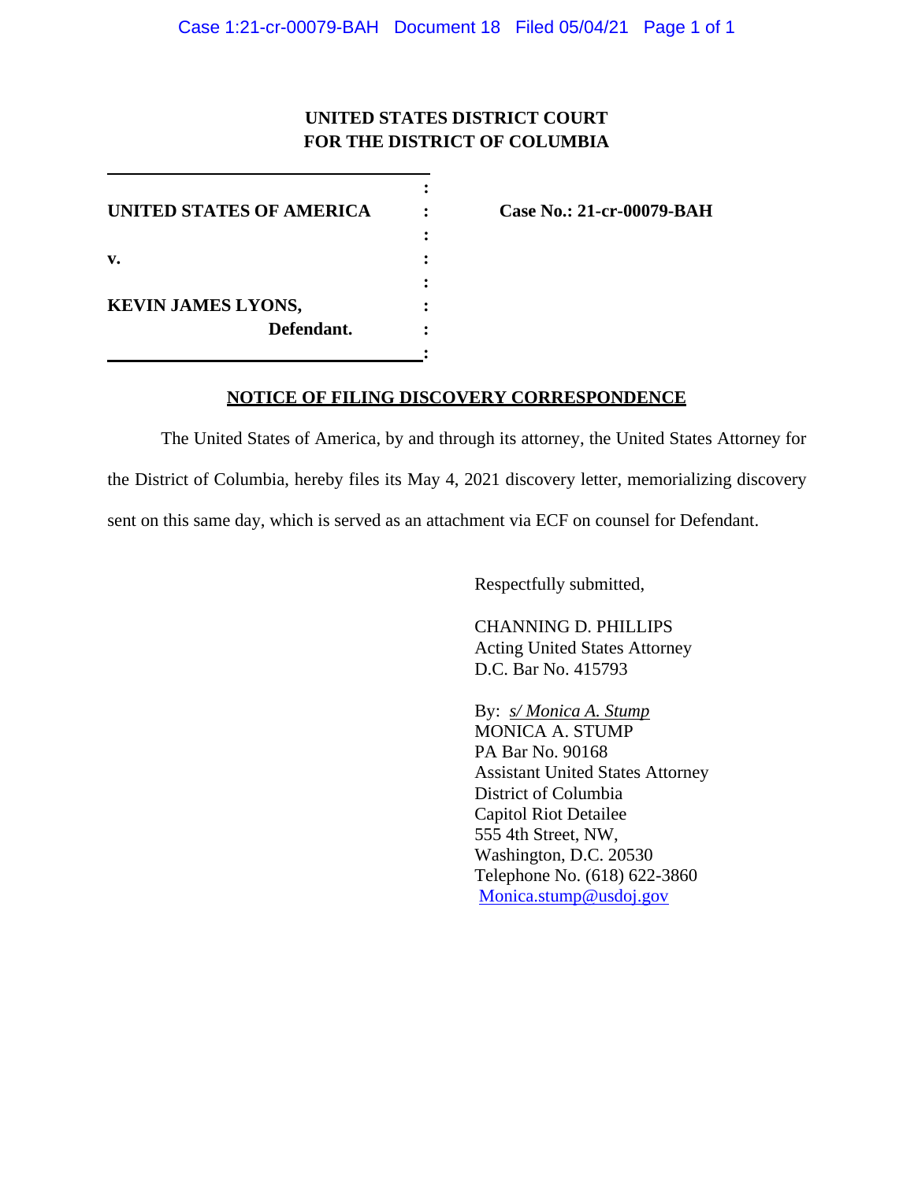**UNITED STATES DISTRICT COURT**
**FOR THE DISTRICT OF COLUMBIA**

| | | |
|---|---|---|
| **UNITED STATES OF AMERICA** | : | **Case No.: 21-cr-00079-BAH** |
| **v.** | : | |
| **KEVIN JAMES LYONS,** **Defendant.** | : | |

## NOTICE OF FILING DISCOVERY CORRESPONDENCE

The United States of America, by and through its attorney, the United States Attorney for the District of Columbia, hereby files its May 4, 2021 discovery letter, memorializing discovery sent on this same day, which is served as an attachment via ECF on counsel for Defendant.

Respectfully submitted,

CHANNING D. PHILLIPS
Acting United States Attorney
D.C. Bar No. 415793

By: *s/ Monica A. Stump*
MONICA A. STUMP
PA Bar No. 90168
Assistant United States Attorney
District of Columbia
Capitol Riot Detailee
555 4th Street, NW,
Washington, D.C. 20530
Telephone No. (618) 622-3860
Monica.stump@usdoj.gov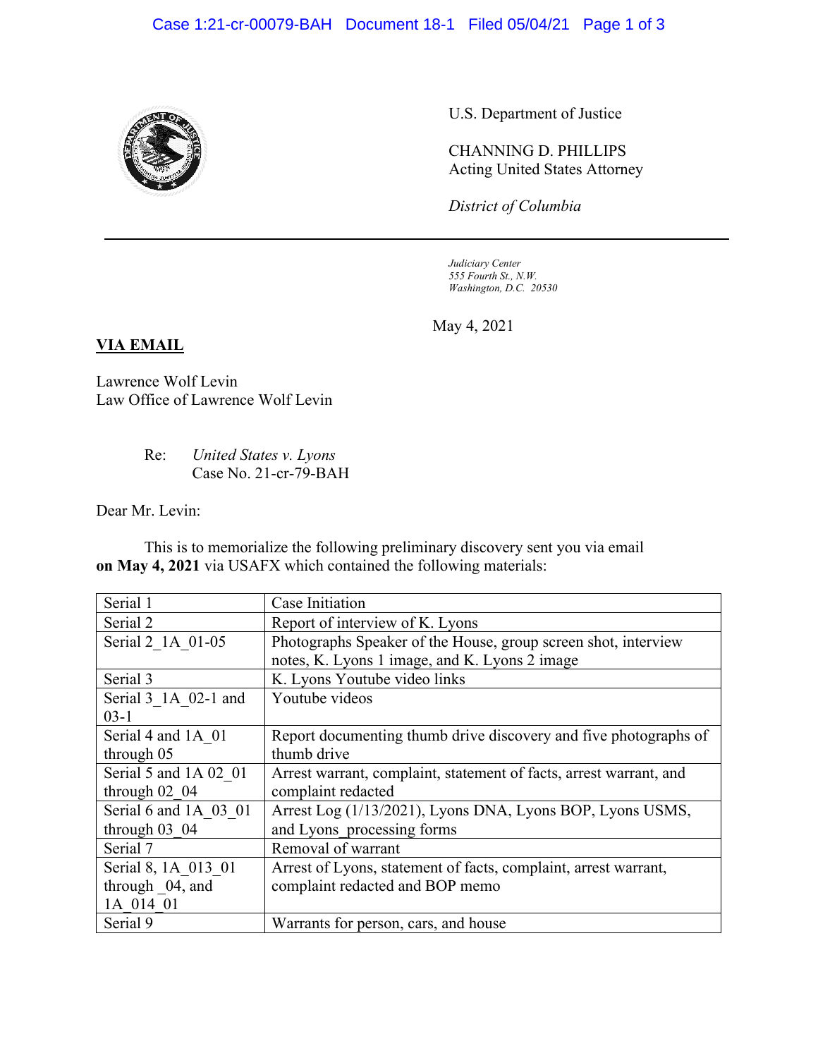U.S. Department of Justice

CHANNING D. PHILLIPS
Acting United States Attorney

*District of Columbia*

*Judiciary Center*
*555 Fourth St., N.W.*
*Washington, D.C. 20530*

May 4, 2021

**VIA EMAIL**

Lawrence Wolf Levin
Law Office of Lawrence Wolf Levin

Re: *United States v. Lyons*
Case No. 21-cr-79-BAH

Dear Mr. Levin:

This is to memorialize the following preliminary discovery sent you via email **on May 4, 2021** via USAFX which contained the following materials:

| | |
|---|---|
| Serial 1 | Case Initiation |
| Serial 2 | Report of interview of K. Lyons |
| Serial 2_1A_01-05 | Photographs Speaker of the House, group screen shot, interview notes, K. Lyons 1 image, and K. Lyons 2 image |
| Serial 3 | K. Lyons Youtube video links |
| Serial 3_1A_02-1 and 03-1 | Youtube videos |
| Serial 4 and 1A_01 through 05 | Report documenting thumb drive discovery and five photographs of thumb drive |
| Serial 5 and 1A 02_01 through 02_04 | Arrest warrant, complaint, statement of facts, arrest warrant, and complaint redacted |
| Serial 6 and 1A_03_01 through 03_04 | Arrest Log (1/13/2021), Lyons DNA, Lyons BOP, Lyons USMS, and Lyons_processing forms |
| Serial 7 | Removal of warrant |
| Serial 8, 1A_013_01 through _04, and 1A_014_01 | Arrest of Lyons, statement of facts, complaint, arrest warrant, complaint redacted and BOP memo |
| Serial 9 | Warrants for person, cars, and house |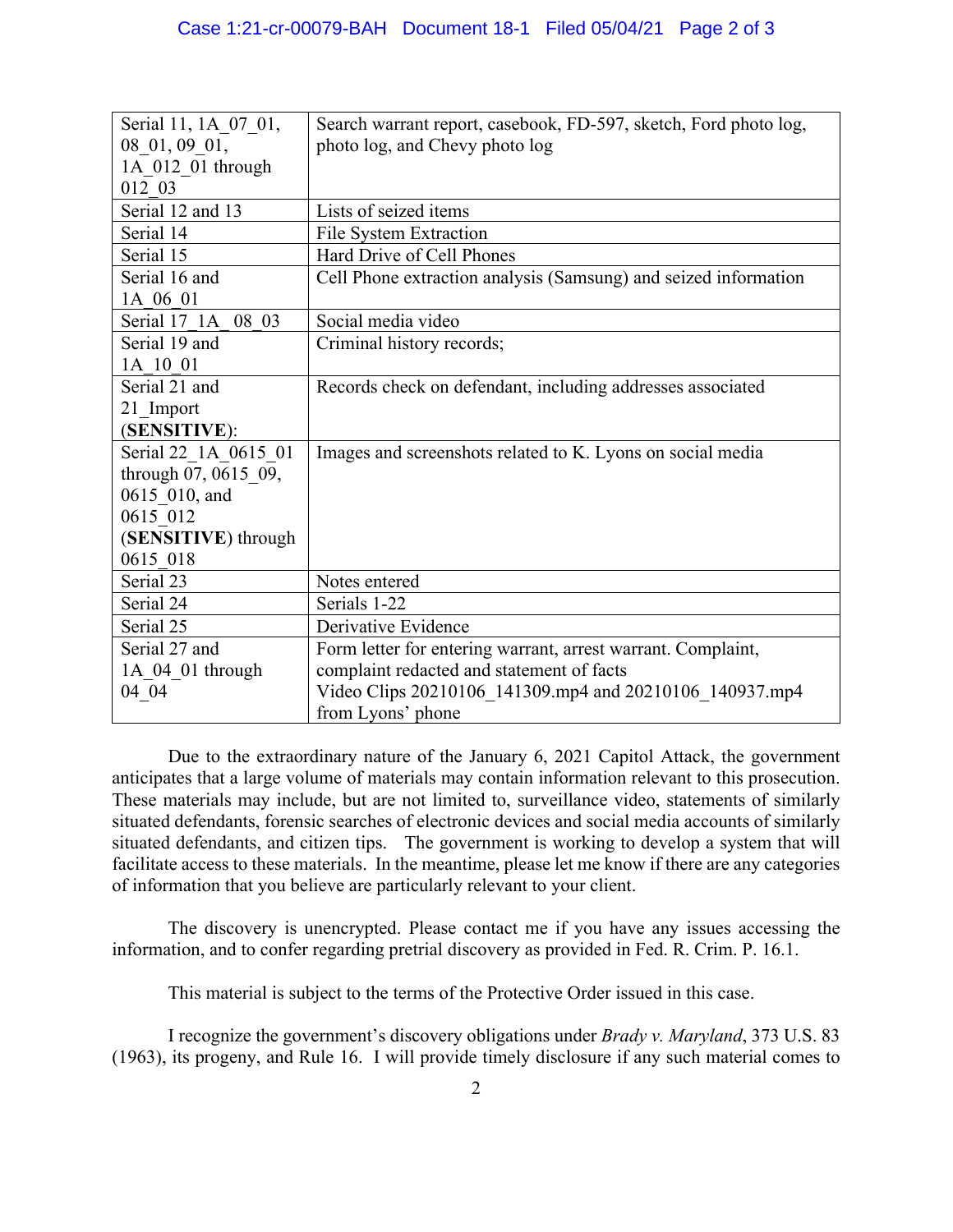| | |
|---|---|
| Serial 11, 1A_07_01, 08_01, 09_01, 1A_012_01 through 012_03 | Search warrant report, casebook, FD-597, sketch, Ford photo log, photo log, and Chevy photo log |
| Serial 12 and 13 | Lists of seized items |
| Serial 14 | File System Extraction |
| Serial 15 | Hard Drive of Cell Phones |
| Serial 16 and 1A_06_01 | Cell Phone extraction analysis (Samsung) and seized information |
| Serial 17_1A_ 08_03 | Social media video |
| Serial 19 and 1A_10_01 | Criminal history records; |
| Serial 21 and 21_Import (**SENSITIVE**): | Records check on defendant, including addresses associated |
| Serial 22_1A_0615_01 through 07, 0615_09, 0615_010, and 0615_012 (**SENSITIVE**) through 0615_018 | Images and screenshots related to K. Lyons on social media |
| Serial 23 | Notes entered |
| Serial 24 | Serials 1-22 |
| Serial 25 | Derivative Evidence |
| Serial 27 and 1A_04_01 through 04_04 | Form letter for entering warrant, arrest warrant. Complaint, complaint redacted and statement of facts<br>Video Clips 20210106_141309.mp4 and 20210106_140937.mp4 from Lyons' phone |

Due to the extraordinary nature of the January 6, 2021 Capitol Attack, the government anticipates that a large volume of materials may contain information relevant to this prosecution. These materials may include, but are not limited to, surveillance video, statements of similarly situated defendants, forensic searches of electronic devices and social media accounts of similarly situated defendants, and citizen tips. The government is working to develop a system that will facilitate access to these materials. In the meantime, please let me know if there are any categories of information that you believe are particularly relevant to your client.

The discovery is unencrypted. Please contact me if you have any issues accessing the information, and to confer regarding pretrial discovery as provided in Fed. R. Crim. P. 16.1.

This material is subject to the terms of the Protective Order issued in this case.

I recognize the government's discovery obligations under *Brady v. Maryland*, 373 U.S. 83 (1963), its progeny, and Rule 16. I will provide timely disclosure if any such material comes to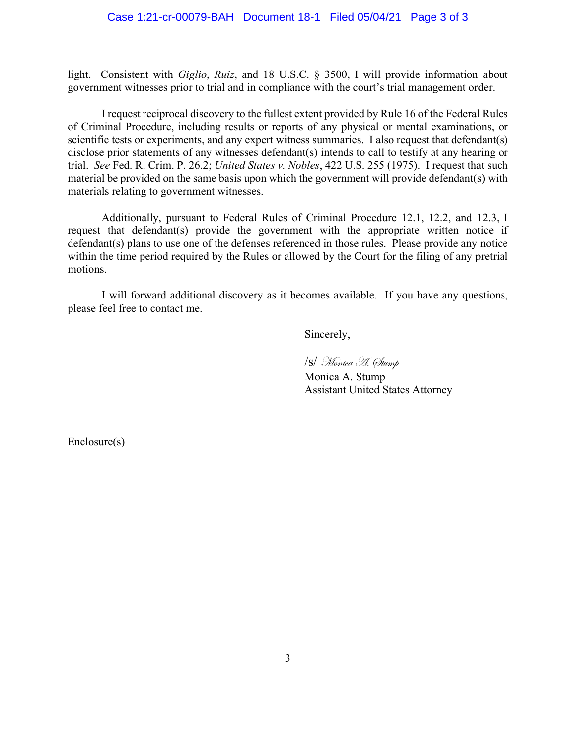light. Consistent with *Giglio*, *Ruiz*, and 18 U.S.C. § 3500, I will provide information about government witnesses prior to trial and in compliance with the court's trial management order.

I request reciprocal discovery to the fullest extent provided by Rule 16 of the Federal Rules of Criminal Procedure, including results or reports of any physical or mental examinations, or scientific tests or experiments, and any expert witness summaries. I also request that defendant(s) disclose prior statements of any witnesses defendant(s) intends to call to testify at any hearing or trial. *See* Fed. R. Crim. P. 26.2; *United States v. Nobles*, 422 U.S. 255 (1975). I request that such material be provided on the same basis upon which the government will provide defendant(s) with materials relating to government witnesses.

Additionally, pursuant to Federal Rules of Criminal Procedure 12.1, 12.2, and 12.3, I request that defendant(s) provide the government with the appropriate written notice if defendant(s) plans to use one of the defenses referenced in those rules. Please provide any notice within the time period required by the Rules or allowed by the Court for the filing of any pretrial motions.

I will forward additional discovery as it becomes available. If you have any questions, please feel free to contact me.

Sincerely,

/s/ *Monica A. Stump*
Monica A. Stump
Assistant United States Attorney

Enclosure(s)